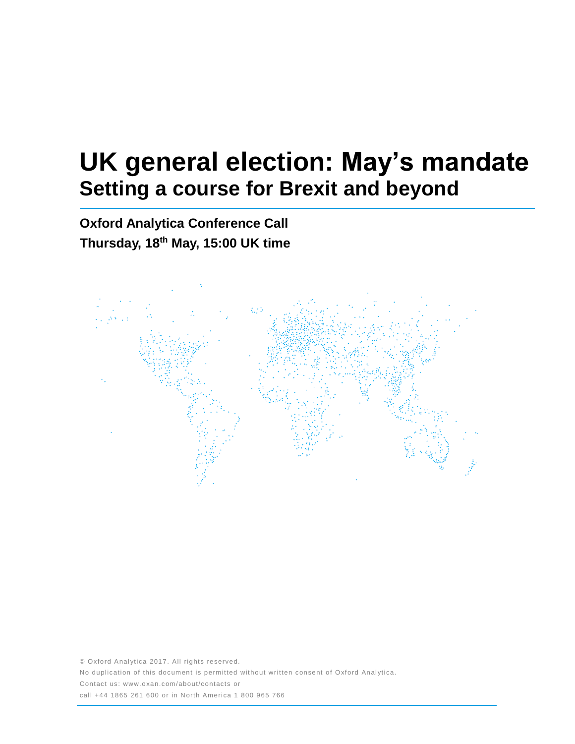# UK general election: May's mandate

## Setting a course for Brexit and beyond

**Oxford Analytica Conference Call**

**Thursday, 18th May, 15:00 UK time**

© Oxford Analytica 2017. All rights reserved.

No duplication of this document is permitted without written consent of Oxford Analytica.

Contact us: www.oxan.com/about/contacts or

call +44 1865 261 600 or in North America 1 800 965 766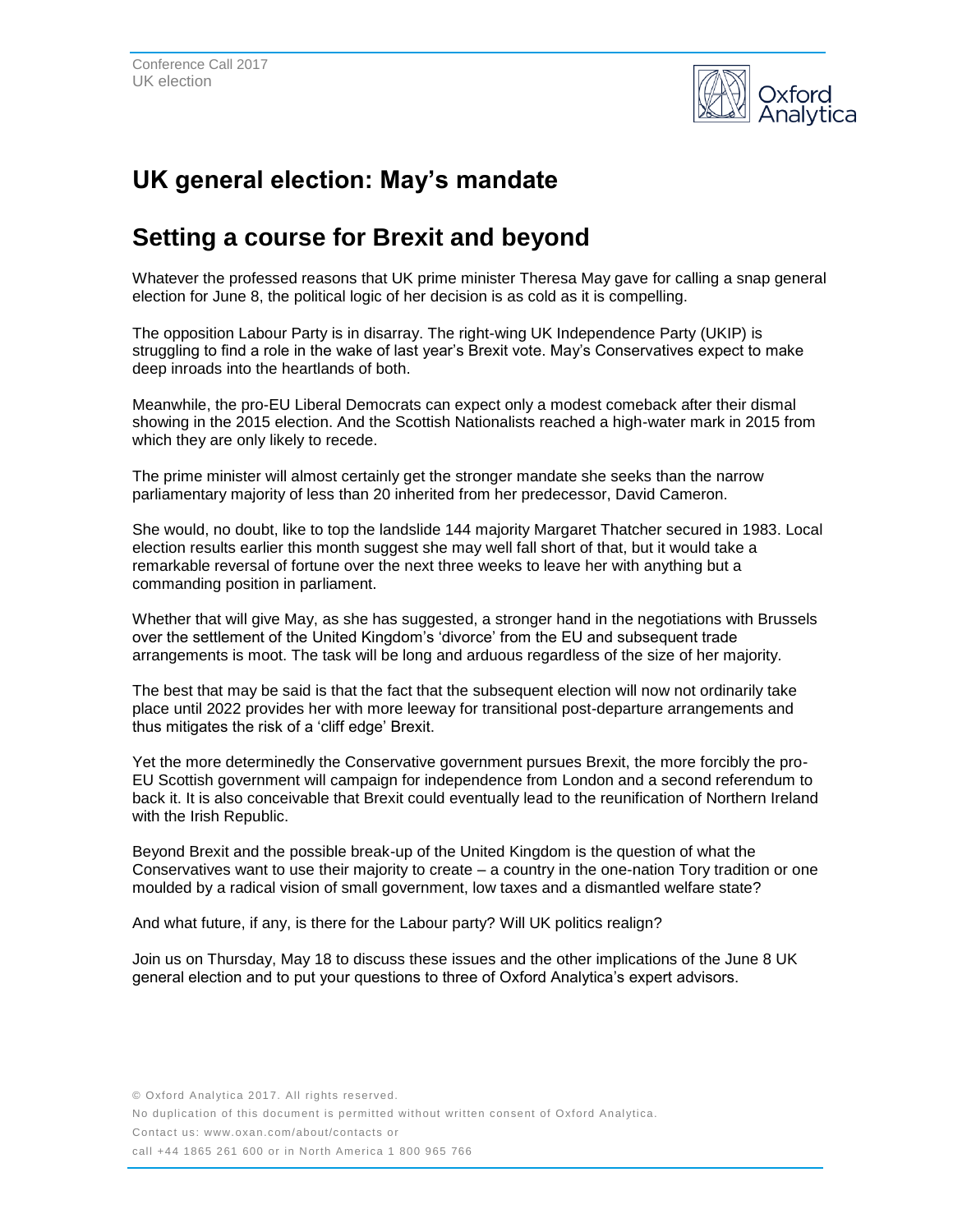# UK general election: May's mandate

## Setting a course for Brexit and beyond

Whatever the professed reasons that UK prime minister Theresa May gave for calling a snap general election for June 8, the political logic of her decision is as cold as it is compelling.

The opposition Labour Party is in disarray. The right-wing UK Independence Party (UKIP) is struggling to find a role in the wake of last year's Brexit vote. May's Conservatives expect to make deep inroads into the heartlands of both.

Meanwhile, the pro-EU Liberal Democrats can expect only a modest comeback after their dismal showing in the 2015 election. And the Scottish Nationalists reached a high-water mark in 2015 from which they are only likely to recede.

The prime minister will almost certainly get the stronger mandate she seeks than the narrow parliamentary majority of less than 20 inherited from her predecessor, David Cameron.

She would, no doubt, like to top the landslide 144 majority Margaret Thatcher secured in 1983. Local election results earlier this month suggest she may well fall short of that, but it would take a remarkable reversal of fortune over the next three weeks to leave her with anything but a commanding position in parliament.

Whether that will give May, as she has suggested, a stronger hand in the negotiations with Brussels over the settlement of the United Kingdom's 'divorce' from the EU and subsequent trade arrangements is moot. The task will be long and arduous regardless of the size of her majority.

The best that may be said is that the fact that the subsequent election will now not ordinarily take place until 2022 provides her with more leeway for transitional post-departure arrangements and thus mitigates the risk of a 'cliff edge' Brexit.

Yet the more determinedly the Conservative government pursues Brexit, the more forcibly the pro-EU Scottish government will campaign for independence from London and a second referendum to back it. It is also conceivable that Brexit could eventually lead to the reunification of Northern Ireland with the Irish Republic.

Beyond Brexit and the possible break-up of the United Kingdom is the question of what the Conservatives want to use their majority to create – a country in the one-nation Tory tradition or one moulded by a radical vision of small government, low taxes and a dismantled welfare state?

And what future, if any, is there for the Labour party? Will UK politics realign?

Join us on Thursday, May 18 to discuss these issues and the other implications of the June 8 UK general election and to put your questions to three of Oxford Analytica's expert advisors.

© Oxford Analytica 2017. All rights reserved.

No duplication of this document is permitted without written consent of Oxford Analytica.

Contact us: www.oxan.com/about/contacts or

call +44 1865 261 600 or in North America 1 800 965 766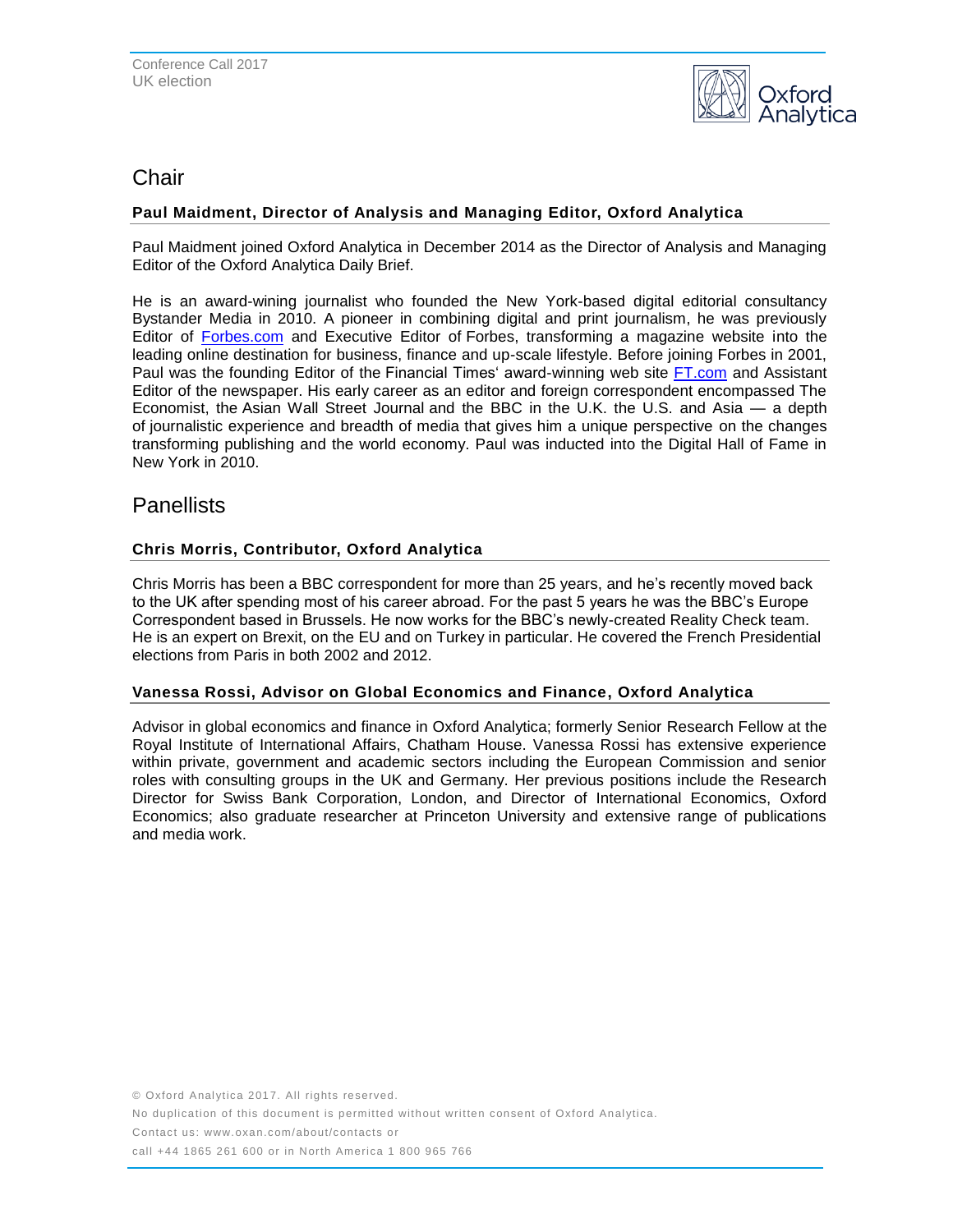## Chair

**Paul Maidment, Director of Analysis and Managing Editor, Oxford Analytica**

Paul Maidment joined Oxford Analytica in December 2014 as the Director of Analysis and Managing Editor of the Oxford Analytica Daily Brief.

He is an award-wining journalist who founded the New York-based digital editorial consultancy Bystander Media in 2010. A pioneer in combining digital and print journalism, he was previously Editor of Forbes.com and Executive Editor of Forbes, transforming a magazine website into the leading online destination for business, finance and up-scale lifestyle. Before joining Forbes in 2001, Paul was the founding Editor of the Financial Times' award-winning web site FT.com and Assistant Editor of the newspaper. His early career as an editor and foreign correspondent encompassed The Economist, the Asian Wall Street Journal and the BBC in the U.K. the U.S. and Asia — a depth of journalistic experience and breadth of media that gives him a unique perspective on the changes transforming publishing and the world economy. Paul was inducted into the Digital Hall of Fame in New York in 2010.

## Panellists

**Chris Morris, Contributor, Oxford Analytica**

Chris Morris has been a BBC correspondent for more than 25 years, and he's recently moved back to the UK after spending most of his career abroad. For the past 5 years he was the BBC's Europe Correspondent based in Brussels. He now works for the BBC's newly-created Reality Check team. He is an expert on Brexit, on the EU and on Turkey in particular. He covered the French Presidential elections from Paris in both 2002 and 2012.

**Vanessa Rossi, Advisor on Global Economics and Finance, Oxford Analytica**

Advisor in global economics and finance in Oxford Analytica; formerly Senior Research Fellow at the Royal Institute of International Affairs, Chatham House. Vanessa Rossi has extensive experience within private, government and academic sectors including the European Commission and senior roles with consulting groups in the UK and Germany. Her previous positions include the Research Director for Swiss Bank Corporation, London, and Director of International Economics, Oxford Economics; also graduate researcher at Princeton University and extensive range of publications and media work.

© Oxford Analytica 2017. All rights reserved.

No duplication of this document is permitted without written consent of Oxford Analytica.

Contact us: www.oxan.com/about/contacts or

call +44 1865 261 600 or in North America 1 800 965 766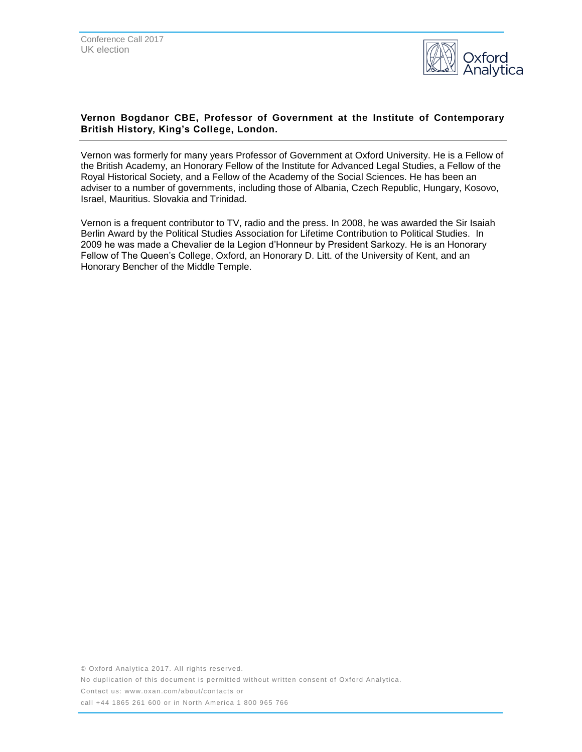**Vernon Bogdanor CBE, Professor of Government at the Institute of Contemporary British History, King's College, London.**

Vernon was formerly for many years Professor of Government at Oxford University. He is a Fellow of the British Academy, an Honorary Fellow of the Institute for Advanced Legal Studies, a Fellow of the Royal Historical Society, and a Fellow of the Academy of the Social Sciences. He has been an adviser to a number of governments, including those of Albania, Czech Republic, Hungary, Kosovo, Israel, Mauritius. Slovakia and Trinidad.

Vernon is a frequent contributor to TV, radio and the press. In 2008, he was awarded the Sir Isaiah Berlin Award by the Political Studies Association for Lifetime Contribution to Political Studies. In 2009 he was made a Chevalier de la Legion d'Honneur by President Sarkozy. He is an Honorary Fellow of The Queen's College, Oxford, an Honorary D. Litt. of the University of Kent, and an Honorary Bencher of the Middle Temple.